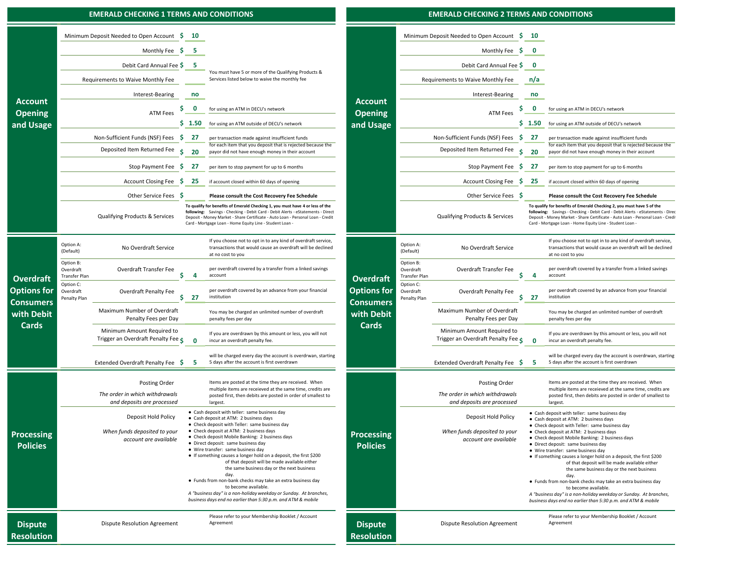## EMERALD CHECKING 1 TERMS AND CONDITIONS

### Account Opening and Usage

| Item | Amount | Details |
|---|---|---|
| Minimum Deposit Needed to Open Account | $ 10 | |
| Monthly Fee | $ 5 | |
| Debit Card Annual Fee | $ 5 | |
| Requirements to Waive Monthly Fee | | You must have 5 or more of the Qualifying Products & Services listed below to waive the monthly fee |
| Interest-Bearing | no | |
| ATM Fees | $ 0 | for using an ATM in DECU's network |
| | $ 1.50 | for using an ATM outside of DECU's network |
| Non-Sufficient Funds (NSF) Fees | $ 27 | per transaction made against insufficient funds |
| Deposited Item Returned Fee | $ 20 | for each item that you deposit that is rejected because the payor did not have enough money in their account |
| Stop Payment Fee | $ 27 | per item to stop payment for up to 6 months |
| Account Closing Fee | $ 25 | if account closed within 60 days of opening |
| Other Service Fees | $ | **Please consult the Cost Recovery Fee Schedule** |
| Qualifying Products & Services | | **To qualify for benefits of Emerald Checking 1, you must have 4 or less of the following:** Savings - Checking - Debit Card - Debit Alerts - eStatements - Direct Deposit - Money Market - Share Certificate - Auto Loan - Personal Loan - Credit Card - Mortgage Loan - Home Equity Line - Student Loan - |

### Overdraft Options for Consumers with Debit Cards

| Option | Item | Amount | Details |
|---|---|---|---|
| Option A: (Default) | No Overdraft Service | | If you choose not to opt in to any kind of overdraft service, transactions that would cause an overdraft will be declined at no cost to you |
| Option B: Overdraft Transfer Plan | Overdraft Transfer Fee | $ 4 | per overdraft covered by a transfer from a linked savings account |
| Option C: Overdraft Penalty Plan | Overdraft Penalty Fee | $ 27 | per overdraft covered by an advance from your financial institution |
| | Maximum Number of Overdraft Penalty Fees per Day | | You may be charged an unlimited number of overdraft penalty fees per day |
| | Minimum Amount Required to Trigger an Overdraft Penalty Fee | $ 0 | If you are overdrawn by this amount or less, you will not incur an overdraft penalty fee. |
| | Extended Overdraft Penalty Fee | $ 5 | will be charged every day the account is overdrwan, starting 5 days after the account is first overdrawn |

### Processing Policies

**Posting Order**
*The order in which withdrawals and deposits are processed*

Items are posted at the time they are received. When multiple items are receieved at the same time, credits are posted first, then debits are posted in order of smallest to largest.

**Deposit Hold Policy**
*When funds deposited to your account are available*

- Cash deposit with teller: same business day
- Cash deposit at ATM: 2 business days
- Check deposit with Teller: same business day
- Check deposit at ATM: 2 business days
- Check deposit Mobile Banking: 2 business days
- Direct deposit: same business day
- Wire transfer: same business day
- If something causes a longer hold on a deposit, the first $200 of that deposit will be made available either the same business day or the next business day.
- Funds from non-bank checks may take an extra business day to become available.

*A "business day" is a non-holiday weekday or Sunday. At branches, business days end no earlier than 5:30 p.m. and ATM & mobile*

### Dispute Resolution

**Dispute Resolution Agreement:** Please refer to your Membership Booklet / Account Agreement

## EMERALD CHECKING 2 TERMS AND CONDITIONS

### Account Opening and Usage

| Item | Amount | Details |
|---|---|---|
| Minimum Deposit Needed to Open Account | $ 10 | |
| Monthly Fee | $ 0 | |
| Debit Card Annual Fee | $ 0 | |
| Requirements to Waive Monthly Fee | n/a | |
| Interest-Bearing | no | |
| ATM Fees | $ 0 | for using an ATM in DECU's network |
| | $ 1.50 | for using an ATM outside of DECU's network |
| Non-Sufficient Funds (NSF) Fees | $ 27 | per transaction made against insufficient funds |
| Deposited Item Returned Fee | $ 20 | for each item that you deposit that is rejected because the payor did not have enough money in their account |
| Stop Payment Fee | $ 27 | per item to stop payment for up to 6 months |
| Account Closing Fee | $ 25 | if account closed within 60 days of opening |
| Other Service Fees | $ | **Please consult the Cost Recovery Fee Schedule** |
| Qualifying Products & Services | | **To qualify for benefits of Emerald Checking 2, you must have 5 of the following:** Savings - Checking - Debit Card - Debit Alerts - eStatements - Direct Deposit - Money Market - Share Certificate - Auto Loan - Personal Loan - Credit Card - Mortgage Loan - Home Equity Line - Student Loan - |

### Overdraft Options for Consumers with Debit Cards

| Option | Item | Amount | Details |
|---|---|---|---|
| Option A: (Default) | No Overdraft Service | | If you choose not to opt in to any kind of overdraft service, transactions that would cause an overdraft will be declined at no cost to you |
| Option B: Overdraft Transfer Plan | Overdraft Transfer Fee | $ 4 | per overdraft covered by a transfer from a linked savings account |
| Option C: Overdraft Penalty Plan | Overdraft Penalty Fee | $ 27 | per overdraft covered by an advance from your financial institution |
| | Maximum Number of Overdraft Penalty Fees per Day | | You may be charged an unlimited number of overdraft penalty fees per day |
| | Minimum Amount Required to Trigger an Overdraft Penalty Fee | $ 0 | If you are overdrawn by this amount or less, you will not incur an overdraft penalty fee. |
| | Extended Overdraft Penalty Fee | $ 5 | will be charged every day the account is overdrwan, starting 5 days after the account is first overdrawn |

### Processing Policies

**Posting Order**
*The order in which withdrawals and deposits are processed*

Items are posted at the time they are received. When multiple items are receieved at the same time, credits are posted first, then debits are posted in order of smallest to largest.

**Deposit Hold Policy**
*When funds deposited to your account are available*

- Cash deposit with teller: same business day
- Cash deposit at ATM: 2 business days
- Check deposit with Teller: same business day
- Check deposit at ATM: 2 business days
- Check deposit Mobile Banking: 2 business days
- Direct deposit: same business day
- Wire transfer: same business day
- If something causes a longer hold on a deposit, the first $200 of that deposit will be made available either the same business day or the next business day.
- Funds from non-bank checks may take an extra business day to become available.

*A "business day" is a non-holiday weekday or Sunday. At branches, business days end no earlier than 5:30 p.m. and ATM & mobile*

### Dispute Resolution

**Dispute Resolution Agreement:** Please refer to your Membership Booklet / Account Agreement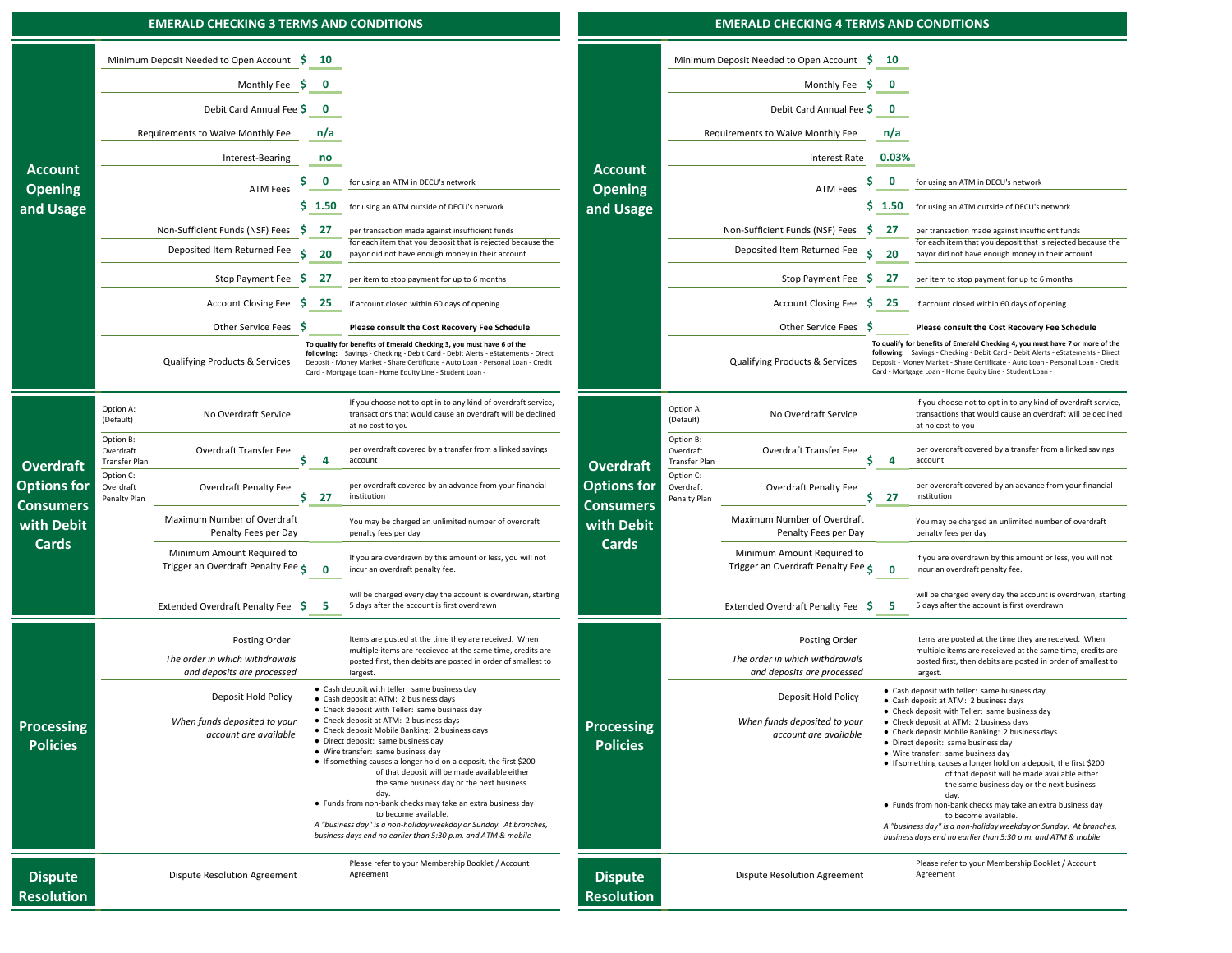## EMERALD CHECKING 3 TERMS AND CONDITIONS

### Account Opening and Usage

| | | |
|---|---|---|
| Minimum Deposit Needed to Open Account | $ 10 | |
| Monthly Fee | $ 0 | |
| Debit Card Annual Fee | $ 0 | |
| Requirements to Waive Monthly Fee | n/a | |
| Interest-Bearing | no | |
| ATM Fees | $ 0 | for using an ATM in DECU's network |
| | $ 1.50 | for using an ATM outside of DECU's network |
| Non-Sufficient Funds (NSF) Fees | $ 27 | per transaction made against insufficient funds |
| Deposited Item Returned Fee | $ 20 | for each item that you deposit that is rejected because the payor did not have enough money in their account |
| Stop Payment Fee | $ 27 | per item to stop payment for up to 6 months |
| Account Closing Fee | $ 25 | if account closed within 60 days of opening |
| Other Service Fees | $ | **Please consult the Cost Recovery Fee Schedule** |
| Qualifying Products & Services | | **To qualify for benefits of Emerald Checking 3, you must have 6 of the following:** Savings - Checking - Debit Card - Debit Alerts - eStatements - Direct Deposit - Money Market - Share Certificate - Auto Loan - Personal Loan - Credit Card - Mortgage Loan - Home Equity Line - Student Loan - |

### Overdraft Options for Consumers with Debit Cards

| | | | |
|---|---|---|---|
| Option A: (Default) | No Overdraft Service | | If you choose not to opt in to any kind of overdraft service, transactions that would cause an overdraft will be declined at no cost to you |
| Option B: Overdraft Transfer Plan | Overdraft Transfer Fee | $ 4 | per overdraft covered by a transfer from a linked savings account |
| Option C: Overdraft Penalty Plan | Overdraft Penalty Fee | $ 27 | per overdraft covered by an advance from your financial institution |
| | Maximum Number of Overdraft Penalty Fees per Day | | You may be charged an unlimited number of overdraft penalty fees per day |
| | Minimum Amount Required to Trigger an Overdraft Penalty Fee | $ 0 | If you are overdrawn by this amount or less, you will not incur an overdraft penalty fee. |
| | Extended Overdraft Penalty Fee | $ 5 | will be charged every day the account is overdrwan, starting 5 days after the account is first overdrawn |

### Processing Policies

**Posting Order**
*The order in which withdrawals and deposits are processed*

Items are posted at the time they are received. When multiple items are receieved at the same time, credits are posted first, then debits are posted in order of smallest to largest.

**Deposit Hold Policy**
*When funds deposited to your account are available*

- Cash deposit with teller: same business day
- Cash deposit at ATM: 2 business days
- Check deposit with Teller: same business day
- Check deposit at ATM: 2 business days
- Check deposit Mobile Banking: 2 business days
- Direct deposit: same business day
- Wire transfer: same business day
- If something causes a longer hold on a deposit, the first $200 of that deposit will be made available either the same business day or the next business day.
- Funds from non-bank checks may take an extra business day to become available.

*A "business day" is a non-holiday weekday or Sunday. At branches, business days end no earlier than 5:30 p.m. and ATM & mobile*

### Dispute Resolution

Dispute Resolution Agreement — Please refer to your Membership Booklet / Account Agreement

## EMERALD CHECKING 4 TERMS AND CONDITIONS

### Account Opening and Usage

| | | |
|---|---|---|
| Minimum Deposit Needed to Open Account | $ 10 | |
| Monthly Fee | $ 0 | |
| Debit Card Annual Fee | $ 0 | |
| Requirements to Waive Monthly Fee | n/a | |
| Interest Rate | 0.03% | |
| ATM Fees | $ 0 | for using an ATM in DECU's network |
| | $ 1.50 | for using an ATM outside of DECU's network |
| Non-Sufficient Funds (NSF) Fees | $ 27 | per transaction made against insufficient funds |
| Deposited Item Returned Fee | $ 20 | for each item that you deposit that is rejected because the payor did not have enough money in their account |
| Stop Payment Fee | $ 27 | per item to stop payment for up to 6 months |
| Account Closing Fee | $ 25 | if account closed within 60 days of opening |
| Other Service Fees | $ | **Please consult the Cost Recovery Fee Schedule** |
| Qualifying Products & Services | | **To qualify for benefits of Emerald Checking 4, you must have 7 or more of the following:** Savings - Checking - Debit Card - Debit Alerts - eStatements - Direct Deposit - Money Market - Share Certificate - Auto Loan - Personal Loan - Credit Card - Mortgage Loan - Home Equity Line - Student Loan - |

### Overdraft Options for Consumers with Debit Cards

| | | | |
|---|---|---|---|
| Option A: (Default) | No Overdraft Service | | If you choose not to opt in to any kind of overdraft service, transactions that would cause an overdraft will be declined at no cost to you |
| Option B: Overdraft Transfer Plan | Overdraft Transfer Fee | $ 4 | per overdraft covered by a transfer from a linked savings account |
| Option C: Overdraft Penalty Plan | Overdraft Penalty Fee | $ 27 | per overdraft covered by an advance from your financial institution |
| | Maximum Number of Overdraft Penalty Fees per Day | | You may be charged an unlimited number of overdraft penalty fees per day |
| | Minimum Amount Required to Trigger an Overdraft Penalty Fee | $ 0 | If you are overdrawn by this amount or less, you will not incur an overdraft penalty fee. |
| | Extended Overdraft Penalty Fee | $ 5 | will be charged every day the account is overdrwan, starting 5 days after the account is first overdrawn |

### Processing Policies

**Posting Order**
*The order in which withdrawals and deposits are processed*

Items are posted at the time they are received. When multiple items are receieved at the same time, credits are posted first, then debits are posted in order of smallest to largest.

**Deposit Hold Policy**
*When funds deposited to your account are available*

- Cash deposit with teller: same business day
- Cash deposit at ATM: 2 business days
- Check deposit with Teller: same business day
- Check deposit at ATM: 2 business days
- Check deposit Mobile Banking: 2 business days
- Direct deposit: same business day
- Wire transfer: same business day
- If something causes a longer hold on a deposit, the first $200 of that deposit will be made available either the same business day or the next business day.
- Funds from non-bank checks may take an extra business day to become available.

*A "business day" is a non-holiday weekday or Sunday. At branches, business days end no earlier than 5:30 p.m. and ATM & mobile*

### Dispute Resolution

Dispute Resolution Agreement — Please refer to your Membership Booklet / Account Agreement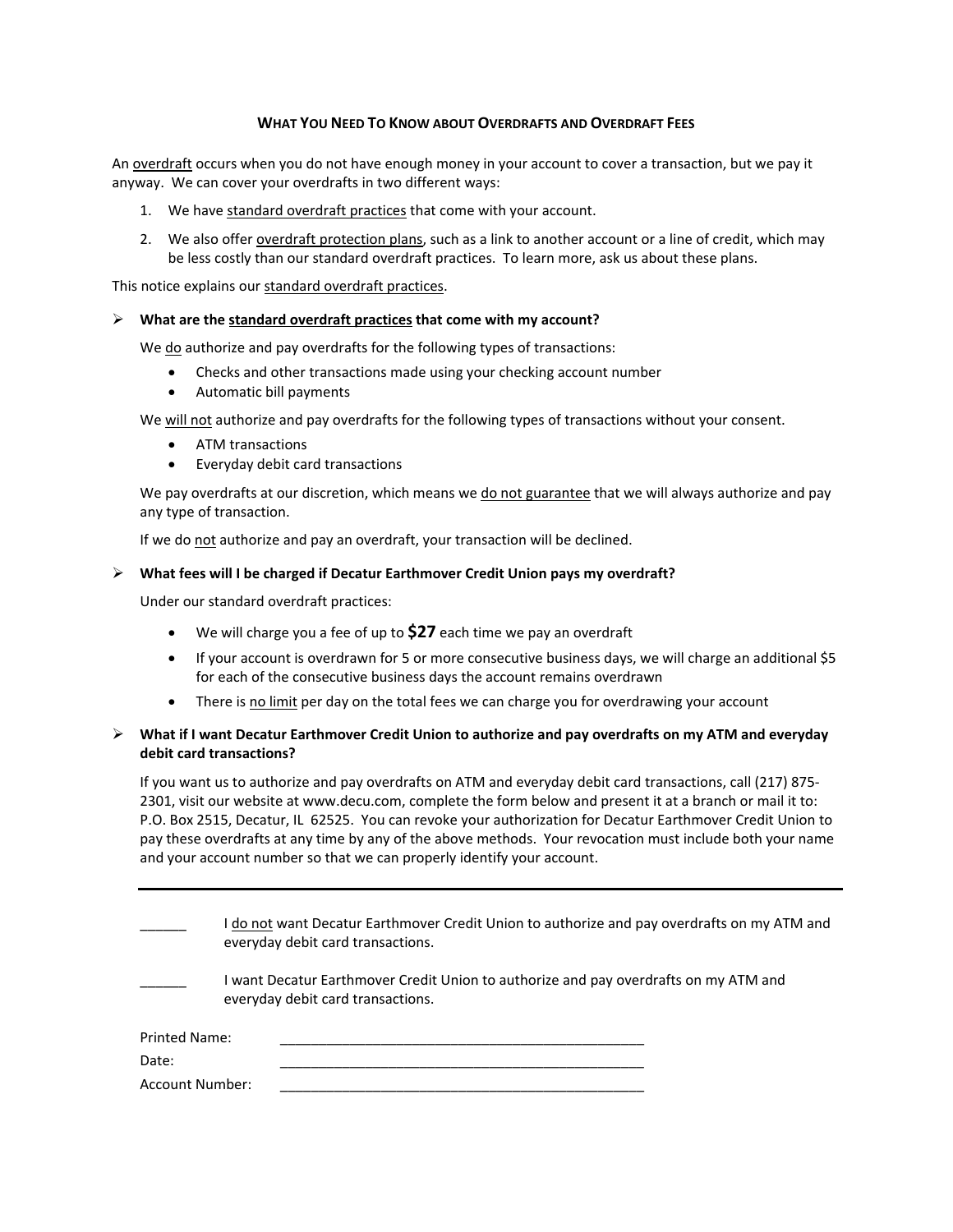# WHAT YOU NEED TO KNOW ABOUT OVERDRAFTS AND OVERDRAFT FEES

An overdraft occurs when you do not have enough money in your account to cover a transaction, but we pay it anyway. We can cover your overdrafts in two different ways:

1. We have standard overdraft practices that come with your account.
2. We also offer overdraft protection plans, such as a link to another account or a line of credit, which may be less costly than our standard overdraft practices. To learn more, ask us about these plans.

This notice explains our standard overdraft practices.

- **What are the standard overdraft practices that come with my account?**

  We do authorize and pay overdrafts for the following types of transactions:

  - Checks and other transactions made using your checking account number
  - Automatic bill payments

  We will not authorize and pay overdrafts for the following types of transactions without your consent.

  - ATM transactions
  - Everyday debit card transactions

  We pay overdrafts at our discretion, which means we do not guarantee that we will always authorize and pay any type of transaction.

  If we do not authorize and pay an overdraft, your transaction will be declined.

- **What fees will I be charged if Decatur Earthmover Credit Union pays my overdraft?**

  Under our standard overdraft practices:

  - We will charge you a fee of up to **$27** each time we pay an overdraft
  - If your account is overdrawn for 5 or more consecutive business days, we will charge an additional $5 for each of the consecutive business days the account remains overdrawn
  - There is no limit per day on the total fees we can charge you for overdrawing your account

- **What if I want Decatur Earthmover Credit Union to authorize and pay overdrafts on my ATM and everyday debit card transactions?**

  If you want us to authorize and pay overdrafts on ATM and everyday debit card transactions, call (217) 875-2301, visit our website at www.decu.com, complete the form below and present it at a branch or mail it to: P.O. Box 2515, Decatur, IL 62525. You can revoke your authorization for Decatur Earthmover Credit Union to pay these overdrafts at any time by any of the above methods. Your revocation must include both your name and your account number so that we can properly identify your account.

---

______ I do not want Decatur Earthmover Credit Union to authorize and pay overdrafts on my ATM and everyday debit card transactions.

______ I want Decatur Earthmover Credit Union to authorize and pay overdrafts on my ATM and everyday debit card transactions.

Printed Name: ______________________________________________

Date: ______________________________________________

Account Number: ______________________________________________